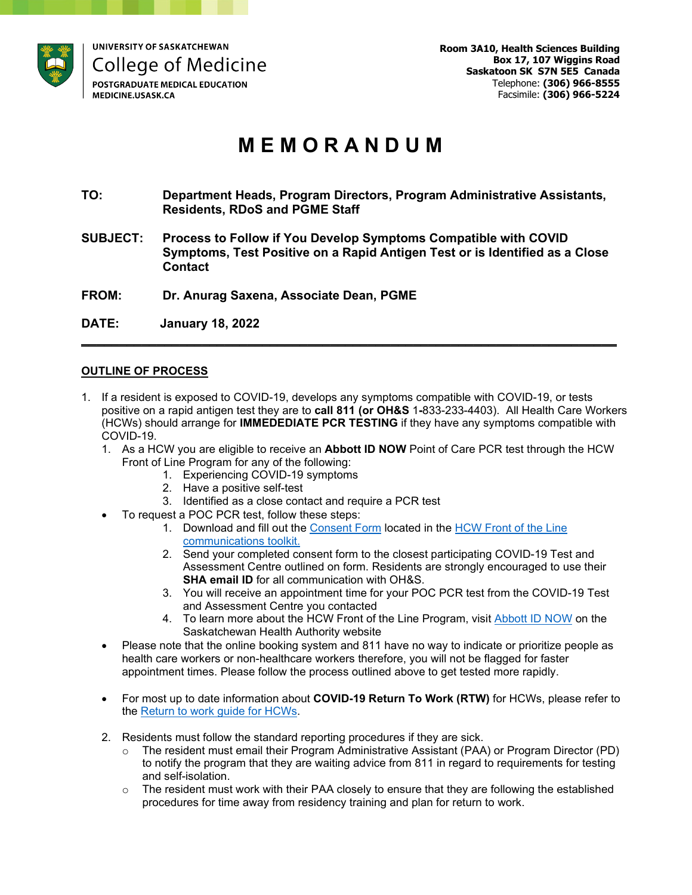UNIVERSITY OF SASKATCHEWAN
College of Medicine
POSTGRADUATE MEDICAL EDUCATION
MEDICINE.USASK.CA

**Room 3A10, Health Sciences Building**
**Box 17, 107 Wiggins Road**
**Saskatoon SK S7N 5E5 Canada**
Telephone: **(306) 966-8555**
Facsimile: **(306) 966-5224**

# MEMORANDUM

**TO:** **Department Heads, Program Directors, Program Administrative Assistants, Residents, RDoS and PGME Staff**

**SUBJECT:** **Process to Follow if You Develop Symptoms Compatible with COVID Symptoms, Test Positive on a Rapid Antigen Test or is Identified as a Close Contact**

**FROM:** **Dr. Anurag Saxena, Associate Dean, PGME**

**DATE:** **January 18, 2022**

---

## OUTLINE OF PROCESS

1. If a resident is exposed to COVID-19, develops any symptoms compatible with COVID-19, or tests positive on a rapid antigen test they are to **call 811 (or OH&S** 1**-**833-233-4403). All Health Care Workers (HCWs) should arrange for **IMMEDEDIATE PCR TESTING** if they have any symptoms compatible with COVID-19.
   1. As a HCW you are eligible to receive an **Abbott ID NOW** Point of Care PCR test through the HCW Front of Line Program for any of the following:
      1. Experiencing COVID-19 symptoms
      2. Have a positive self-test
      3. Identified as a close contact and require a PCR test
   - To request a POC PCR test, follow these steps:
      1. Download and fill out the Consent Form located in the HCW Front of the Line communications toolkit.
      2. Send your completed consent form to the closest participating COVID-19 Test and Assessment Centre outlined on form. Residents are strongly encouraged to use their **SHA email ID** for all communication with OH&S.
      3. You will receive an appointment time for your POC PCR test from the COVID-19 Test and Assessment Centre you contacted
      4. To learn more about the HCW Front of the Line Program, visit Abbott ID NOW on the Saskatchewan Health Authority website
   - Please note that the online booking system and 811 have no way to indicate or prioritize people as health care workers or non-healthcare workers therefore, you will not be flagged for faster appointment times. Please follow the process outlined above to get tested more rapidly.
   - For most up to date information about **COVID-19 Return To Work (RTW)** for HCWs, please refer to the Return to work guide for HCWs.
   2. Residents must follow the standard reporting procedures if they are sick.
      - The resident must email their Program Administrative Assistant (PAA) or Program Director (PD) to notify the program that they are waiting advice from 811 in regard to requirements for testing and self-isolation.
      - The resident must work with their PAA closely to ensure that they are following the established procedures for time away from residency training and plan for return to work.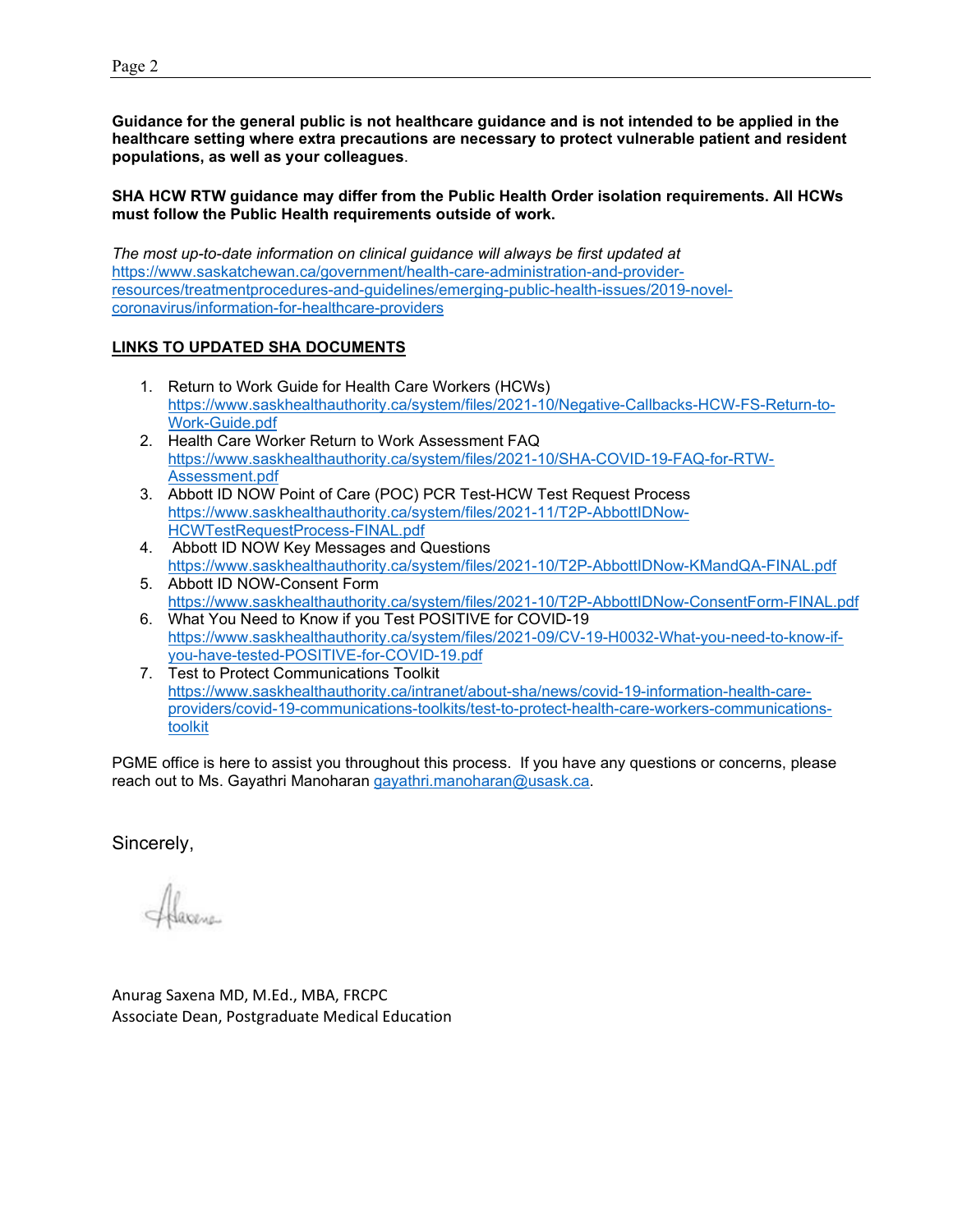**Guidance for the general public is not healthcare guidance and is not intended to be applied in the healthcare setting where extra precautions are necessary to protect vulnerable patient and resident populations, as well as your colleagues**.

**SHA HCW RTW guidance may differ from the Public Health Order isolation requirements. All HCWs must follow the Public Health requirements outside of work.**

*The most up-to-date information on clinical guidance will always be first updated at* https://www.saskatchewan.ca/government/health-care-administration-and-provider-resources/treatmentprocedures-and-guidelines/emerging-public-health-issues/2019-novel-coronavirus/information-for-healthcare-providers

**LINKS TO UPDATED SHA DOCUMENTS**

1. Return to Work Guide for Health Care Workers (HCWs) https://www.saskhealthauthority.ca/system/files/2021-10/Negative-Callbacks-HCW-FS-Return-to-Work-Guide.pdf
2. Health Care Worker Return to Work Assessment FAQ https://www.saskhealthauthority.ca/system/files/2021-10/SHA-COVID-19-FAQ-for-RTW-Assessment.pdf
3. Abbott ID NOW Point of Care (POC) PCR Test-HCW Test Request Process https://www.saskhealthauthority.ca/system/files/2021-11/T2P-AbbottIDNow-HCWTestRequestProcess-FINAL.pdf
4. Abbott ID NOW Key Messages and Questions https://www.saskhealthauthority.ca/system/files/2021-10/T2P-AbbottIDNow-KMandQA-FINAL.pdf
5. Abbott ID NOW-Consent Form https://www.saskhealthauthority.ca/system/files/2021-10/T2P-AbbottIDNow-ConsentForm-FINAL.pdf
6. What You Need to Know if you Test POSITIVE for COVID-19 https://www.saskhealthauthority.ca/system/files/2021-09/CV-19-H0032-What-you-need-to-know-if-you-have-tested-POSITIVE-for-COVID-19.pdf
7. Test to Protect Communications Toolkit https://www.saskhealthauthority.ca/intranet/about-sha/news/covid-19-information-health-care-providers/covid-19-communications-toolkits/test-to-protect-health-care-workers-communications-toolkit

PGME office is here to assist you throughout this process. If you have any questions or concerns, please reach out to Ms. Gayathri Manoharan gayathri.manoharan@usask.ca.

Sincerely,

Anurag Saxena MD, M.Ed., MBA, FRCPC
Associate Dean, Postgraduate Medical Education